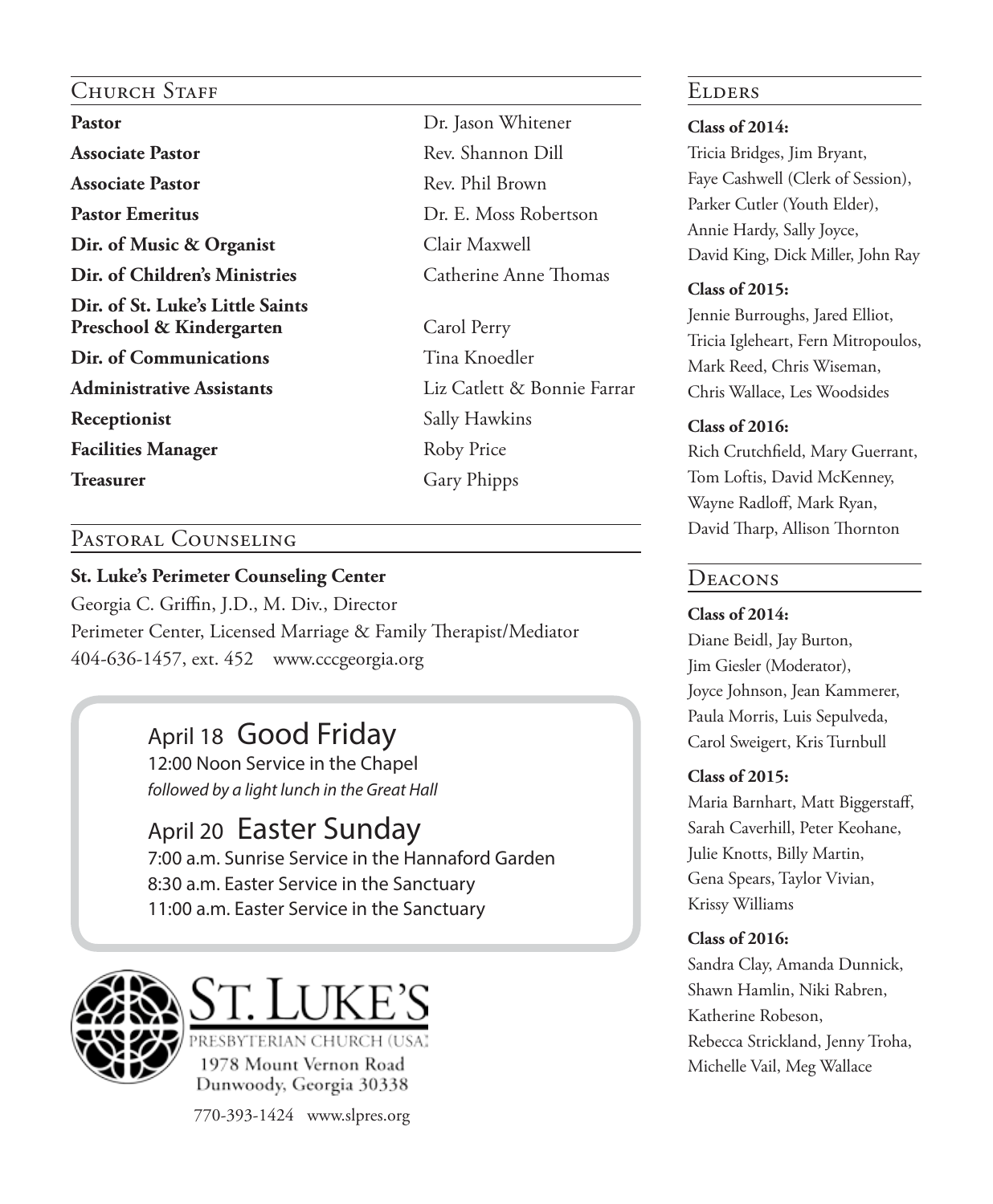## Church Staff

| | |
|---|---|
| **Pastor** | Dr. Jason Whitener |
| **Associate Pastor** | Rev. Shannon Dill |
| **Associate Pastor** | Rev. Phil Brown |
| **Pastor Emeritus** | Dr. E. Moss Robertson |
| **Dir. of Music & Organist** | Clair Maxwell |
| **Dir. of Children's Ministries** | Catherine Anne Thomas |
| **Dir. of St. Luke's Little Saints Preschool & Kindergarten** | Carol Perry |
| **Dir. of Communications** | Tina Knoedler |
| **Administrative Assistants** | Liz Catlett & Bonnie Farrar |
| **Receptionist** | Sally Hawkins |
| **Facilities Manager** | Roby Price |
| **Treasurer** | Gary Phipps |

## Pastoral Counseling

**St. Luke's Perimeter Counseling Center**
Georgia C. Griffin, J.D., M. Div., Director
Perimeter Center, Licensed Marriage & Family Therapist/Mediator
404-636-1457, ext. 452 www.cccgeorgia.org

### April 18 Good Friday

12:00 Noon Service in the Chapel
*followed by a light lunch in the Great Hall*

### April 20 Easter Sunday

7:00 a.m. Sunrise Service in the Hannaford Garden
8:30 a.m. Easter Service in the Sanctuary
11:00 a.m. Easter Service in the Sanctuary

**St. Luke's**
Presbyterian Church (USA)
1978 Mount Vernon Road
Dunwoody, Georgia 30338
770-393-1424 www.slpres.org

## Elders

**Class of 2014:**
Tricia Bridges, Jim Bryant, Faye Cashwell (Clerk of Session), Parker Cutler (Youth Elder), Annie Hardy, Sally Joyce, David King, Dick Miller, John Ray

**Class of 2015:**
Jennie Burroughs, Jared Elliot, Tricia Igleheart, Fern Mitropoulos, Mark Reed, Chris Wiseman, Chris Wallace, Les Woodsides

**Class of 2016:**
Rich Crutchfield, Mary Guerrant, Tom Loftis, David McKenney, Wayne Radloff, Mark Ryan, David Tharp, Allison Thornton

## Deacons

**Class of 2014:**
Diane Beidl, Jay Burton, Jim Giesler (Moderator), Joyce Johnson, Jean Kammerer, Paula Morris, Luis Sepulveda, Carol Sweigert, Kris Turnbull

**Class of 2015:**
Maria Barnhart, Matt Biggerstaff, Sarah Caverhill, Peter Keohane, Julie Knotts, Billy Martin, Gena Spears, Taylor Vivian, Krissy Williams

**Class of 2016:**
Sandra Clay, Amanda Dunnick, Shawn Hamlin, Niki Rabren, Katherine Robeson, Rebecca Strickland, Jenny Troha, Michelle Vail, Meg Wallace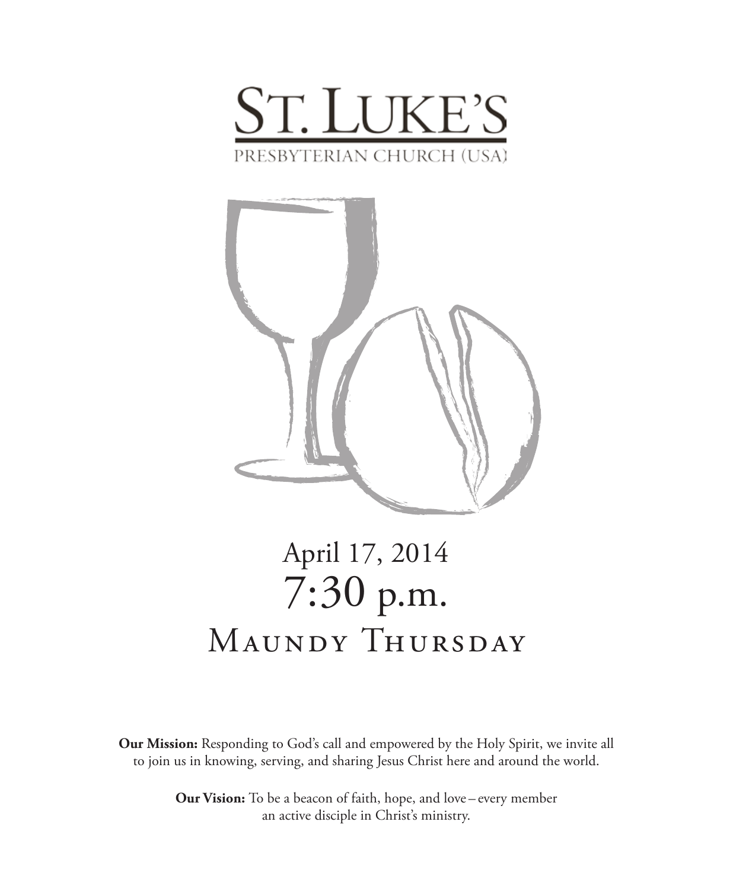# ST. LUKE'S

PRESBYTERIAN CHURCH (USA)

April 17, 2014

7:30 p.m.

# Maundy Thursday

**Our Mission:** Responding to God's call and empowered by the Holy Spirit, we invite all to join us in knowing, serving, and sharing Jesus Christ here and around the world.

**Our Vision:** To be a beacon of faith, hope, and love – every member an active disciple in Christ's ministry.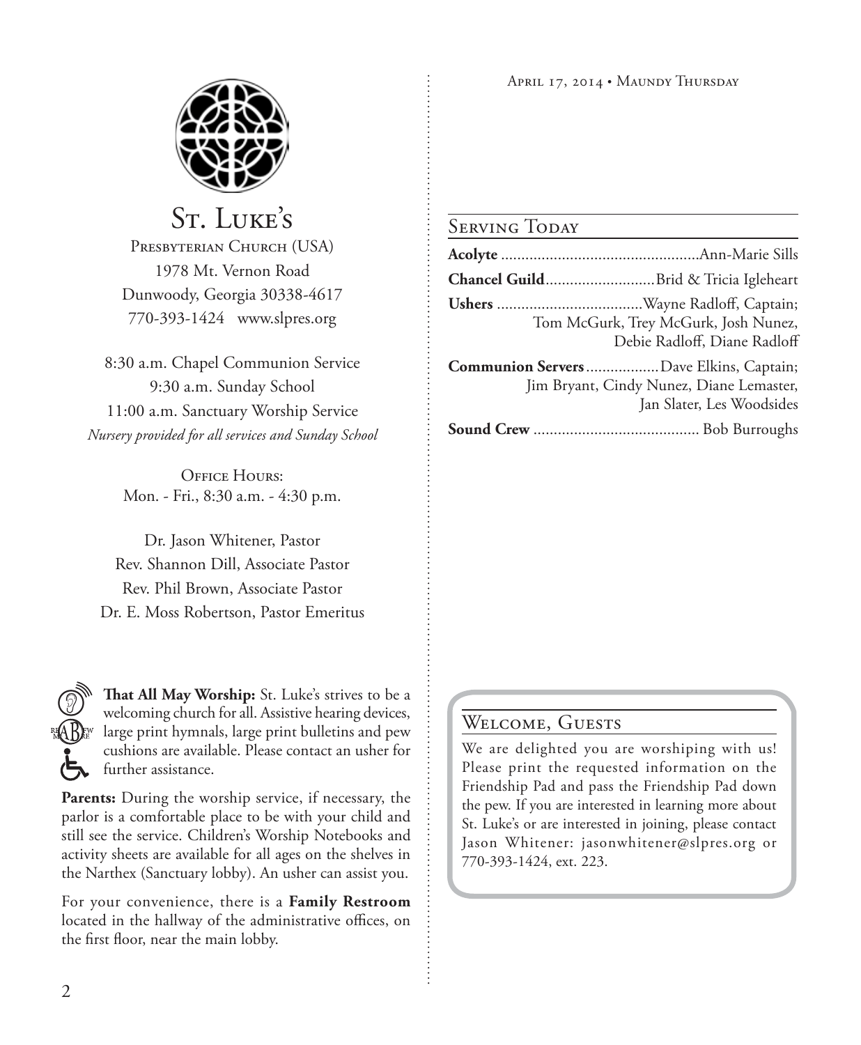# St. Luke's

Presbyterian Church (USA)
1978 Mt. Vernon Road
Dunwoody, Georgia 30338-4617
770-393-1424 www.slpres.org

8:30 a.m. Chapel Communion Service
9:30 a.m. Sunday School
11:00 a.m. Sanctuary Worship Service
*Nursery provided for all services and Sunday School*

Office Hours:
Mon. - Fri., 8:30 a.m. - 4:30 p.m.

Dr. Jason Whitener, Pastor
Rev. Shannon Dill, Associate Pastor
Rev. Phil Brown, Associate Pastor
Dr. E. Moss Robertson, Pastor Emeritus

**That All May Worship:** St. Luke's strives to be a welcoming church for all. Assistive hearing devices, large print hymnals, large print bulletins and pew cushions are available. Please contact an usher for further assistance.

**Parents:** During the worship service, if necessary, the parlor is a comfortable place to be with your child and still see the service. Children's Worship Notebooks and activity sheets are available for all ages on the shelves in the Narthex (Sanctuary lobby). An usher can assist you.

For your convenience, there is a **Family Restroom** located in the hallway of the administrative offices, on the first floor, near the main lobby.

April 17, 2014 • Maundy Thursday

## Serving Today

**Acolyte** ................................................Ann-Marie Sills

**Chancel Guild**..........................Brid & Tricia Igleheart

**Ushers** ...................................Wayne Radloff, Captain; Tom McGurk, Trey McGurk, Josh Nunez, Debie Radloff, Diane Radloff

**Communion Servers**.................Dave Elkins, Captain; Jim Bryant, Cindy Nunez, Diane Lemaster, Jan Slater, Les Woodsides

**Sound Crew** ........................................ Bob Burroughs

## Welcome, Guests

We are delighted you are worshiping with us! Please print the requested information on the Friendship Pad and pass the Friendship Pad down the pew. If you are interested in learning more about St. Luke's or are interested in joining, please contact Jason Whitener: jasonwhitener@slpres.org or 770-393-1424, ext. 223.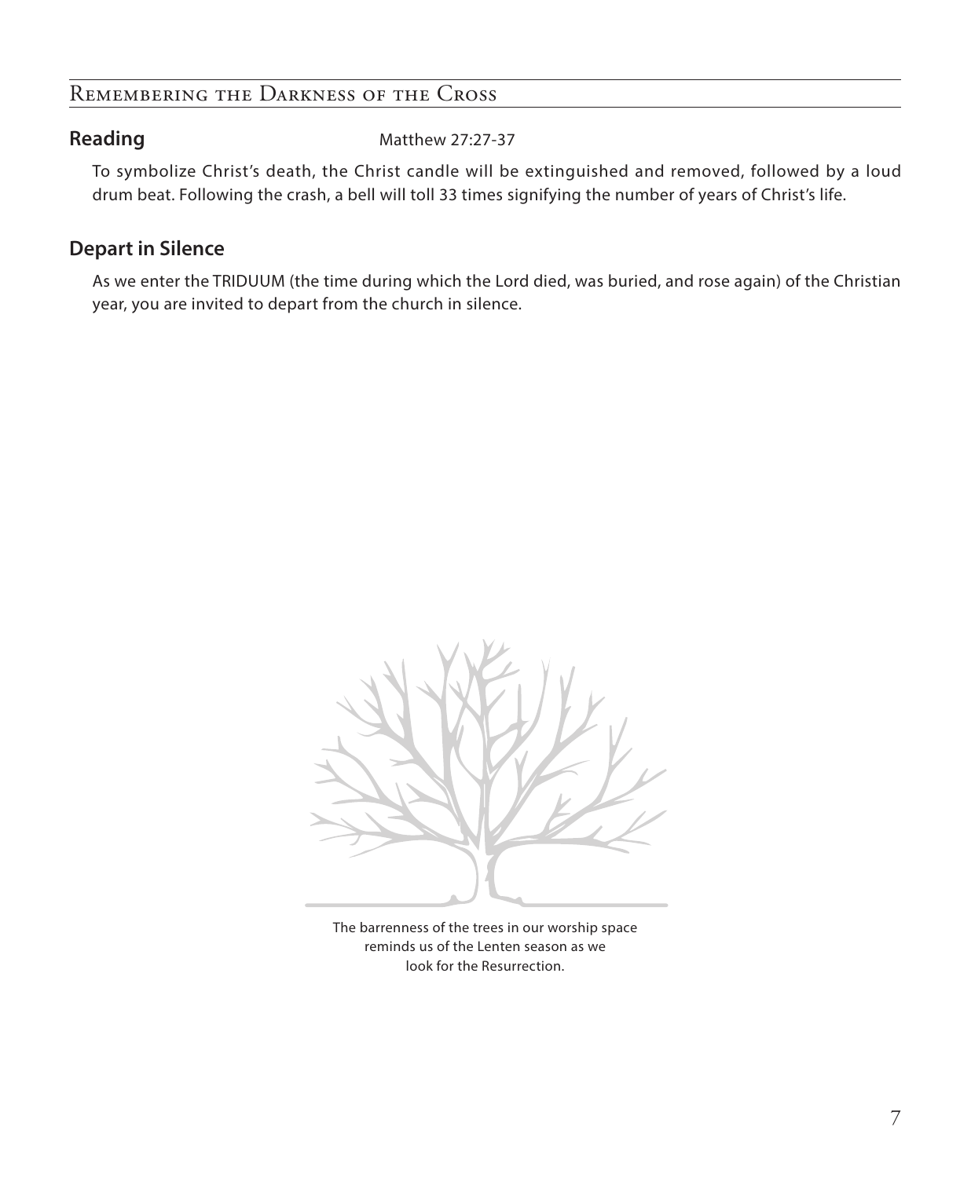## Remembering the Darkness of the Cross

**Reading** Matthew 27:27-37

To symbolize Christ's death, the Christ candle will be extinguished and removed, followed by a loud drum beat. Following the crash, a bell will toll 33 times signifying the number of years of Christ's life.

### Depart in Silence

As we enter the TRIDUUM (the time during which the Lord died, was buried, and rose again) of the Christian year, you are invited to depart from the church in silence.

The barrenness of the trees in our worship space reminds us of the Lenten season as we look for the Resurrection.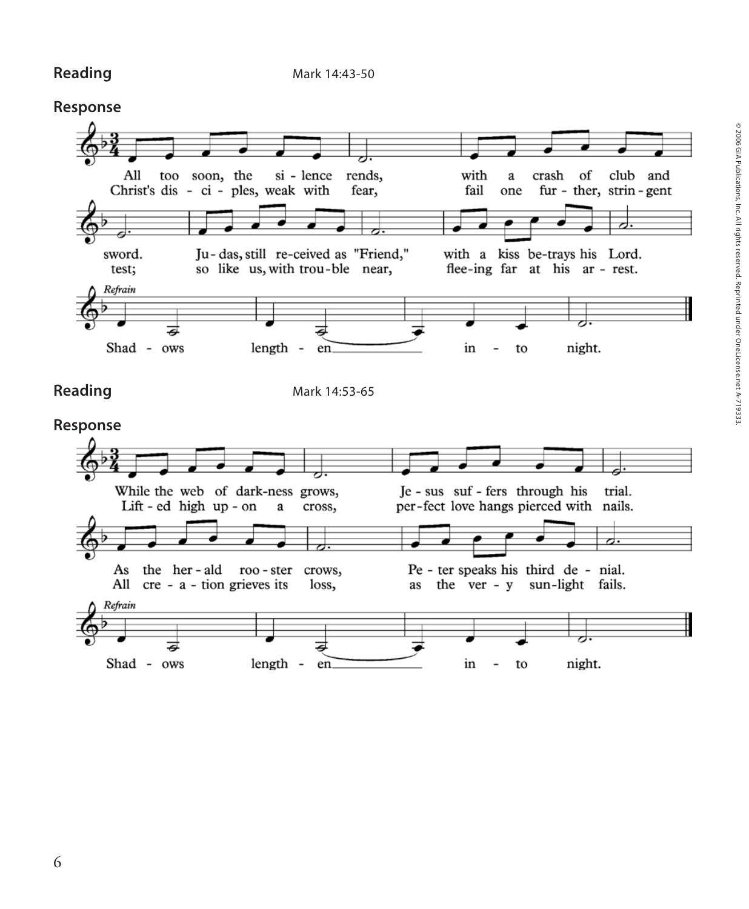**Reading** Mark 14:43-50

**Response**

All too soon, the silence rends, with a crash of club and sword.
Judas, still received as "Friend," with a kiss betrays his Lord.

Christ's disciples, weak with fear, fail one further, stringent test;
so like us, with trouble near, fleeing far at his arrest.

*Refrain*
Shadows lengthen into night.

**Reading** Mark 14:53-65

**Response**

While the web of darkness grows, Jesus suffers through his trial.
As the herald rooster crows, Peter speaks his third denial.

Lifted high upon a cross, perfect love hangs pierced with nails.
All creation grieves its loss, as the very sunlight fails.

*Refrain*
Shadows lengthen into night.

© 2006 GIA Publications, Inc. All rights reserved. Reprinted under OneLicense.net A-719333.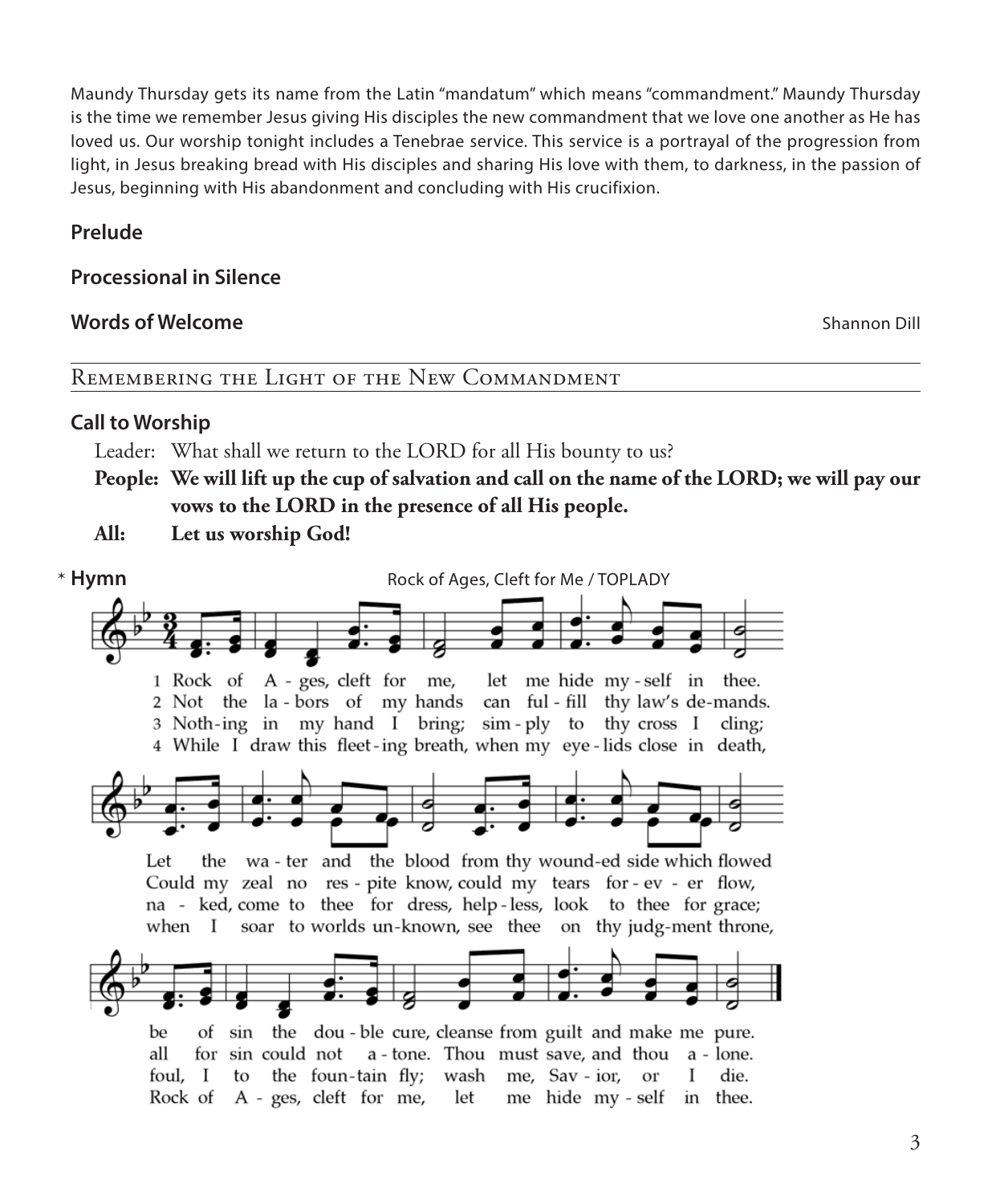Maundy Thursday gets its name from the Latin "mandatum" which means "commandment." Maundy Thursday is the time we remember Jesus giving His disciples the new commandment that we love one another as He has loved us. Our worship tonight includes a Tenebrae service. This service is a portrayal of the progression from light, in Jesus breaking bread with His disciples and sharing His love with them, to darkness, in the passion of Jesus, beginning with His abandonment and concluding with His crucifixion.

**Prelude**

**Processional in Silence**

**Words of Welcome** Shannon Dill

## Remembering the Light of the New Commandment

**Call to Worship**

Leader: What shall we return to the LORD for all His bounty to us?

**People: We will lift up the cup of salvation and call on the name of the LORD; we will pay our vows to the LORD in the presence of all His people.**

**All: Let us worship God!**

\* **Hymn** Rock of Ages, Cleft for Me / TOPLADY

1 Rock of Ages, cleft for me, let me hide myself in thee. Let the water and the blood from thy wounded side which flowed be of sin the double cure, cleanse from guilt and make me pure.

2 Not the labors of my hands can fulfill thy law's demands. Could my zeal no respite know, could my tears forever flow, all for sin could not atone. Thou must save, and thou alone.

3 Nothing in my hand I bring; simply to thy cross I cling; naked, come to thee for dress, helpless, look to thee for grace; foul, I to the fountain fly; wash me, Savior, or I die.

4 While I draw this fleeting breath, when my eyelids close in death, when I soar to worlds unknown, see thee on thy judgment throne, Rock of Ages, cleft for me, let me hide myself in thee.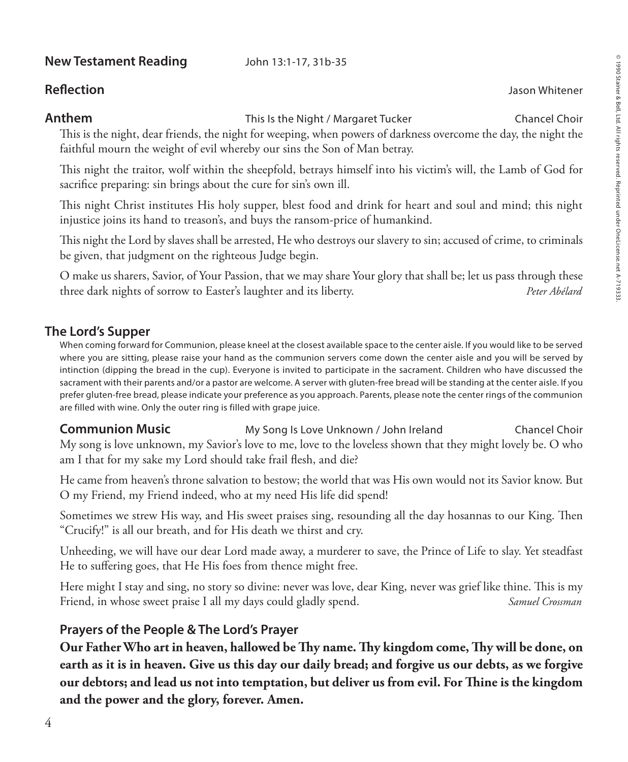**New Testament Reading** John 13:1-17, 31b-35

**Reflection** Jason Whitener

**Anthem** This Is the Night / Margaret Tucker Chancel Choir

This is the night, dear friends, the night for weeping, when powers of darkness overcome the day, the night the faithful mourn the weight of evil whereby our sins the Son of Man betray.

This night the traitor, wolf within the sheepfold, betrays himself into his victim's will, the Lamb of God for sacrifice preparing: sin brings about the cure for sin's own ill.

This night Christ institutes His holy supper, blest food and drink for heart and soul and mind; this night injustice joins its hand to treason's, and buys the ransom-price of humankind.

This night the Lord by slaves shall be arrested, He who destroys our slavery to sin; accused of crime, to criminals be given, that judgment on the righteous Judge begin.

O make us sharers, Savior, of Your Passion, that we may share Your glory that shall be; let us pass through these three dark nights of sorrow to Easter's laughter and its liberty. *Peter Abélard*

© 1990 Stainer & Bell, Ltd. All rights reserved. Reprinted under OneLicense.net A-719333.

## The Lord's Supper

When coming forward for Communion, please kneel at the closest available space to the center aisle. If you would like to be served where you are sitting, please raise your hand as the communion servers come down the center aisle and you will be served by intinction (dipping the bread in the cup). Everyone is invited to participate in the sacrament. Children who have discussed the sacrament with their parents and/or a pastor are welcome. A server with gluten-free bread will be standing at the center aisle. If you prefer gluten-free bread, please indicate your preference as you approach. Parents, please note the center rings of the communion are filled with wine. Only the outer ring is filled with grape juice.

**Communion Music** My Song Is Love Unknown / John Ireland Chancel Choir

My song is love unknown, my Savior's love to me, love to the loveless shown that they might lovely be. O who am I that for my sake my Lord should take frail flesh, and die?

He came from heaven's throne salvation to bestow; the world that was His own would not its Savior know. But O my Friend, my Friend indeed, who at my need His life did spend!

Sometimes we strew His way, and His sweet praises sing, resounding all the day hosannas to our King. Then "Crucify!" is all our breath, and for His death we thirst and cry.

Unheeding, we will have our dear Lord made away, a murderer to save, the Prince of Life to slay. Yet steadfast He to suffering goes, that He His foes from thence might free.

Here might I stay and sing, no story so divine: never was love, dear King, never was grief like thine. This is my Friend, in whose sweet praise I all my days could gladly spend. *Samuel Crossman*

**Prayers of the People & The Lord's Prayer**

**Our Father Who art in heaven, hallowed be Thy name. Thy kingdom come, Thy will be done, on earth as it is in heaven. Give us this day our daily bread; and forgive us our debts, as we forgive our debtors; and lead us not into temptation, but deliver us from evil. For Thine is the kingdom and the power and the glory, forever. Amen.**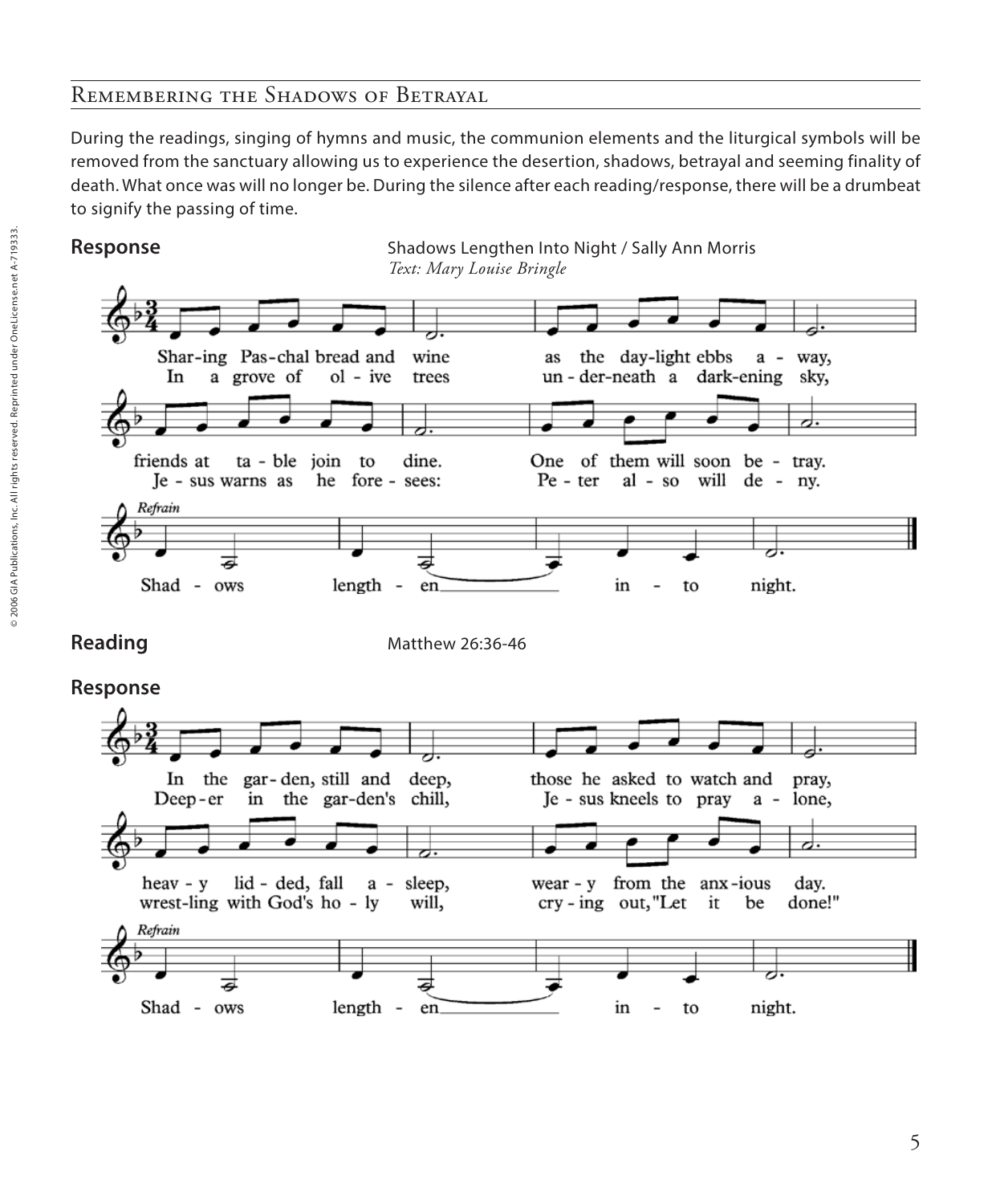## Remembering the Shadows of Betrayal

During the readings, singing of hymns and music, the communion elements and the liturgical symbols will be removed from the sanctuary allowing us to experience the desertion, shadows, betrayal and seeming finality of death. What once was will no longer be. During the silence after each reading/response, there will be a drumbeat to signify the passing of time.

**Response** Shadows Lengthen Into Night / Sally Ann Morris
*Text: Mary Louise Bringle*

Sharing Paschal bread and wine as the daylight ebbs away,
friends at table join to dine. One of them will soon betray.

In a grove of olive trees underneath a darkening sky,
Jesus warns as he foresees: Peter also will deny.

*Refrain*
Shadows lengthen into night.

**Reading** Matthew 26:36-46

**Response**

In the garden, still and deep, those he asked to watch and pray,
heavy lidded, fall asleep, weary from the anxious day.

Deeper in the garden's chill, Jesus kneels to pray alone,
wrestling with God's holy will, crying out, "Let it be done!"

*Refrain*
Shadows lengthen into night.

© 2006 GIA Publications, Inc. All rights reserved. Reprinted under OneLicense.net A-719333.